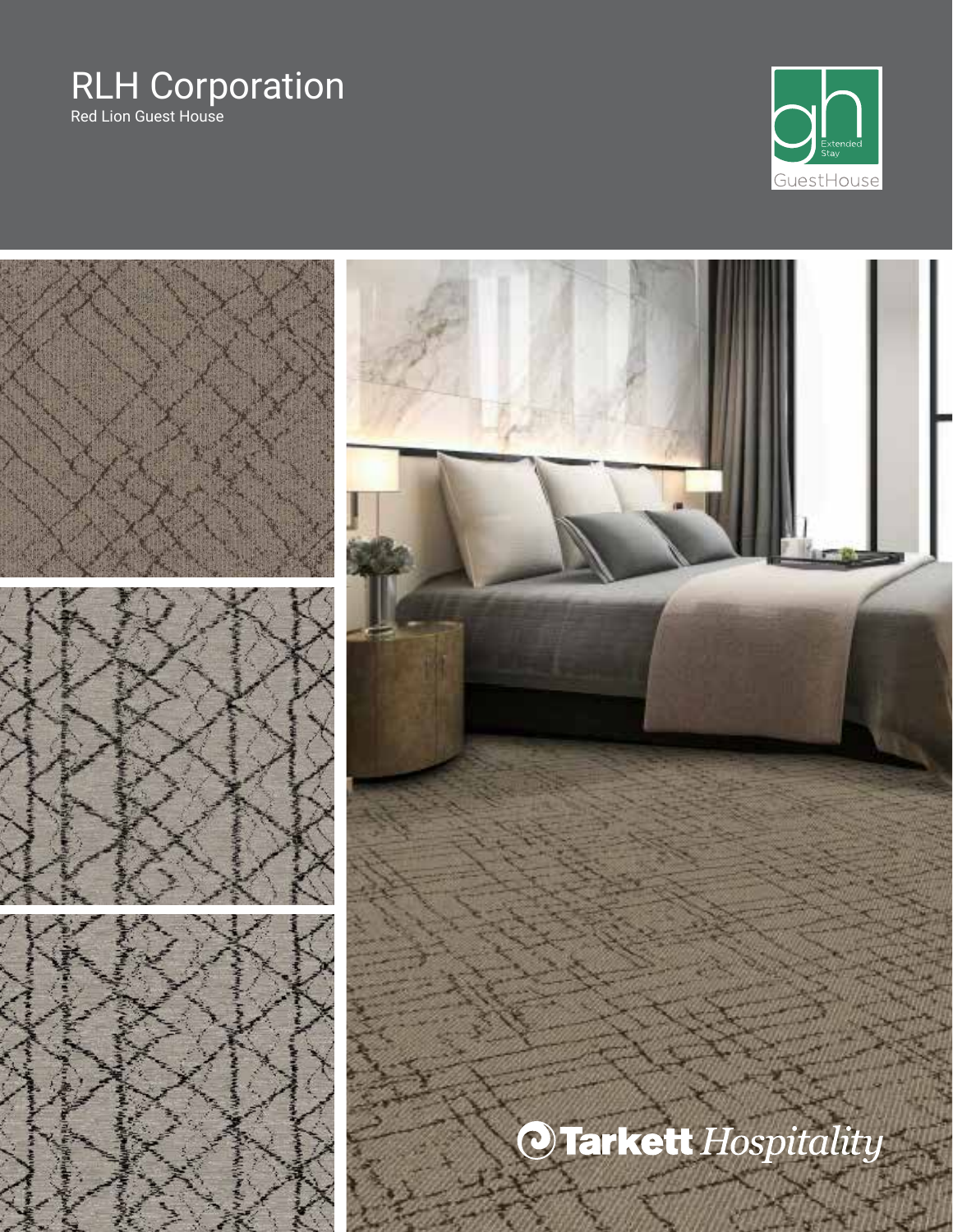# RLH Corporation

Red Lion Guest House

gh Extended Stay GuestHouse

Tarkett *Hospitality*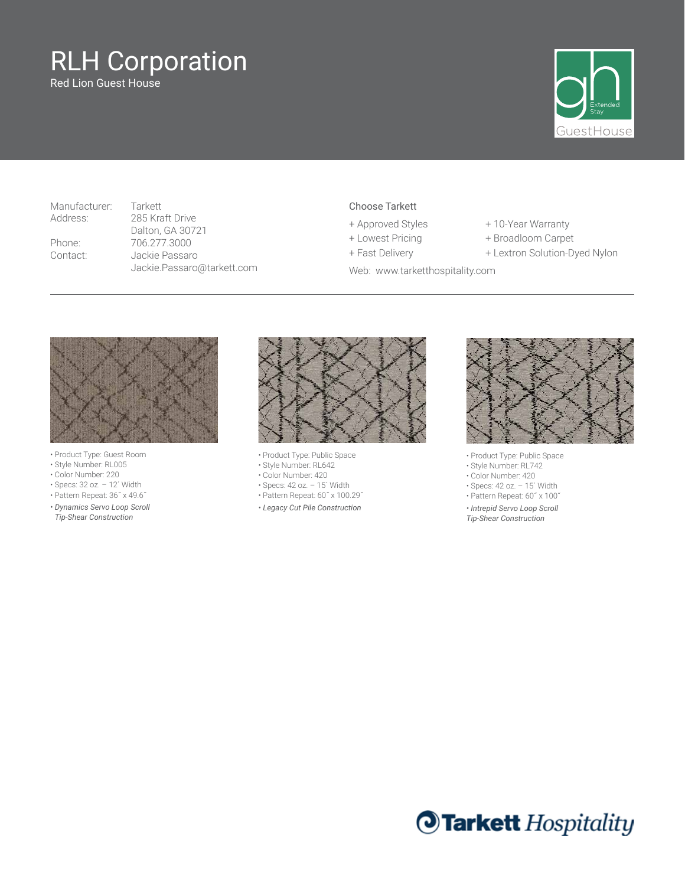# RLH Corporation

Red Lion Guest House

| | |
|---|---|
| Manufacturer: | Tarkett |
| Address: | 285 Kraft Drive<br>Dalton, GA 30721 |
| Phone: | 706.277.3000 |
| Contact: | Jackie Passaro<br>Jackie.Passaro@tarkett.com |

Choose Tarkett

+ Approved Styles
+ Lowest Pricing
+ Fast Delivery
+ 10-Year Warranty
+ Broadloom Carpet
+ Lextron Solution-Dyed Nylon

Web: www.tarketthospitality.com

---

- Product Type: Guest Room
- Style Number: RL005
- Color Number: 220
- Specs: 32 oz. – 12´ Width
- Pattern Repeat: 36˝ x 49.6˝
- *Dynamics Servo Loop Scroll Tip-Shear Construction*

- Product Type: Public Space
- Style Number: RL642
- Color Number: 420
- Specs: 42 oz. – 15´ Width
- Pattern Repeat: 60˝ x 100.29˝
- *Legacy Cut Pile Construction*

- Product Type: Public Space
- Style Number: RL742
- Color Number: 420
- Specs: 42 oz. – 15´ Width
- Pattern Repeat: 60˝ x 100˝
- *Intrepid Servo Loop Scroll Tip-Shear Construction*

Tarkett Hospitality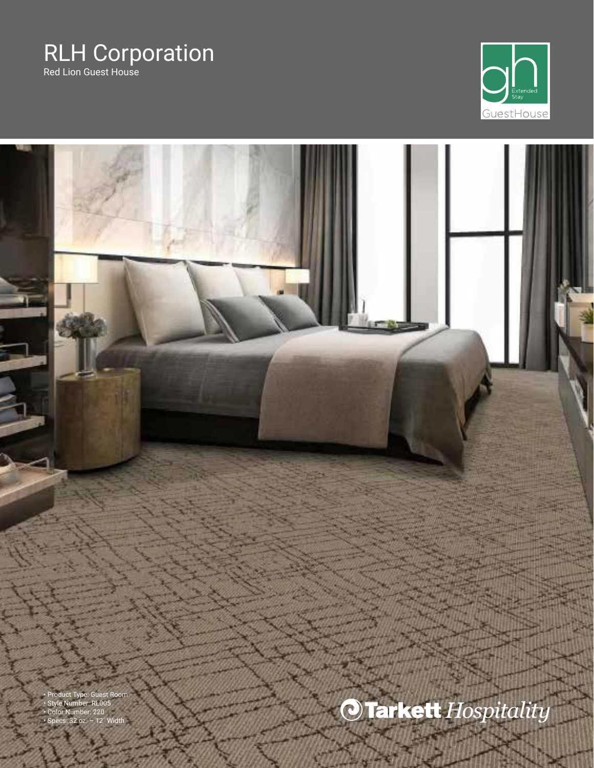# RLH Corporation

Red Lion Guest House

gh Extended Stay GuestHouse

- Product Type: Guest Room
- Style Number: RL005
- Color Number: 220
- Specs: 32 oz. – 12´ Width

Tarkett *Hospitality*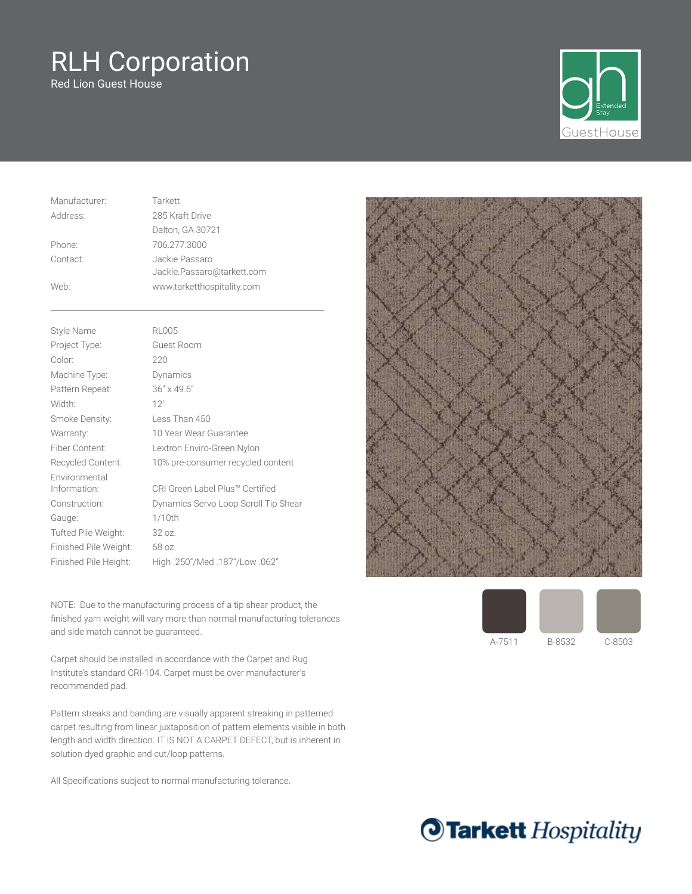# RLH Corporation

Red Lion Guest House

| | |
|---|---|
| Manufacturer: | Tarkett |
| Address: | 285 Kraft Drive<br>Dalton, GA 30721 |
| Phone: | 706.277.3000 |
| Contact: | Jackie Passaro<br>Jackie.Passaro@tarkett.com |
| Web: | www.tarketthospitality.com |

---

| | |
|---|---|
| Style Name | RL005 |
| Project Type: | Guest Room |
| Color: | 220 |
| Machine Type: | Dynamics |
| Pattern Repeat: | 36" x 49.6" |
| Width: | 12' |
| Smoke Density: | Less Than 450 |
| Warranty: | 10 Year Wear Guarantee |
| Fiber Content: | Lextron Enviro-Green Nylon |
| Recycled Content: | 10% pre-consumer recycled content |
| Environmental Information: | CRI Green Label Plus™ Certified |
| Construction: | Dynamics Servo Loop Scroll Tip Shear |
| Gauge: | 1/10th |
| Tufted Pile Weight: | 32 oz. |
| Finished Pile Weight: | 68 oz. |
| Finished Pile Height: | High .250"/Med .187"/Low .062" |

A-7511 B-8532 C-8503

NOTE: Due to the manufacturing process of a tip shear product, the finished yarn weight will vary more than normal manufacturing tolerances and side match cannot be guaranteed.

Carpet should be installed in accordance with the Carpet and Rug Institute's standard CRI-104. Carpet must be over manufacturer's recommended pad.

Pattern streaks and banding are visually apparent streaking in patterned carpet resulting from linear juxtaposition of pattern elements visible in both length and width direction. IT IS NOT A CARPET DEFECT, but is inherent in solution dyed graphic and cut/loop patterns.

All Specifications subject to normal manufacturing tolerance.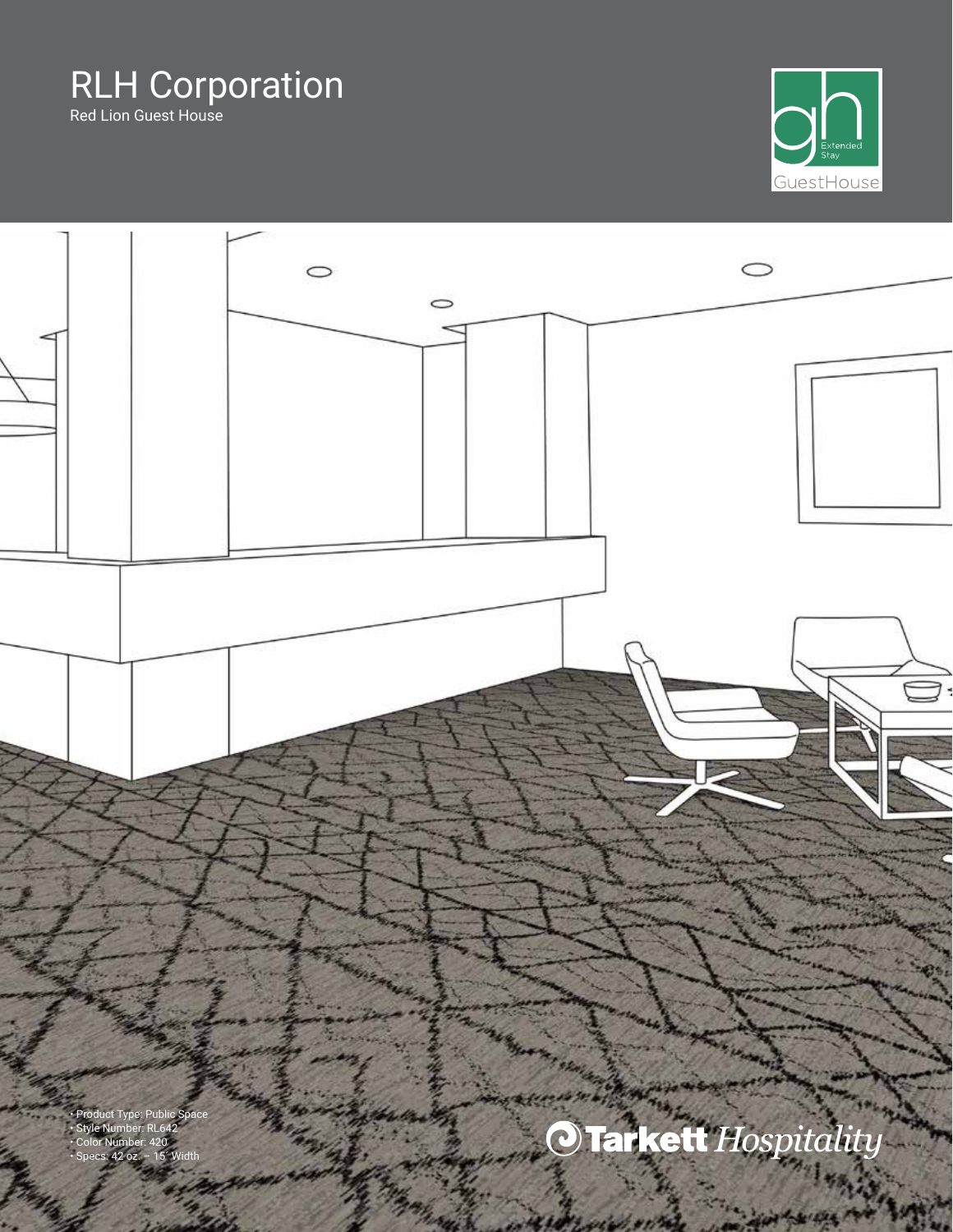# RLH Corporation

Red Lion Guest House

GuestHouse Extended Stay

- Product Type: Public Space
- Style Number: RL642
- Color Number: 420
- Specs: 42 oz. – 15´ Width

Tarkett *Hospitality*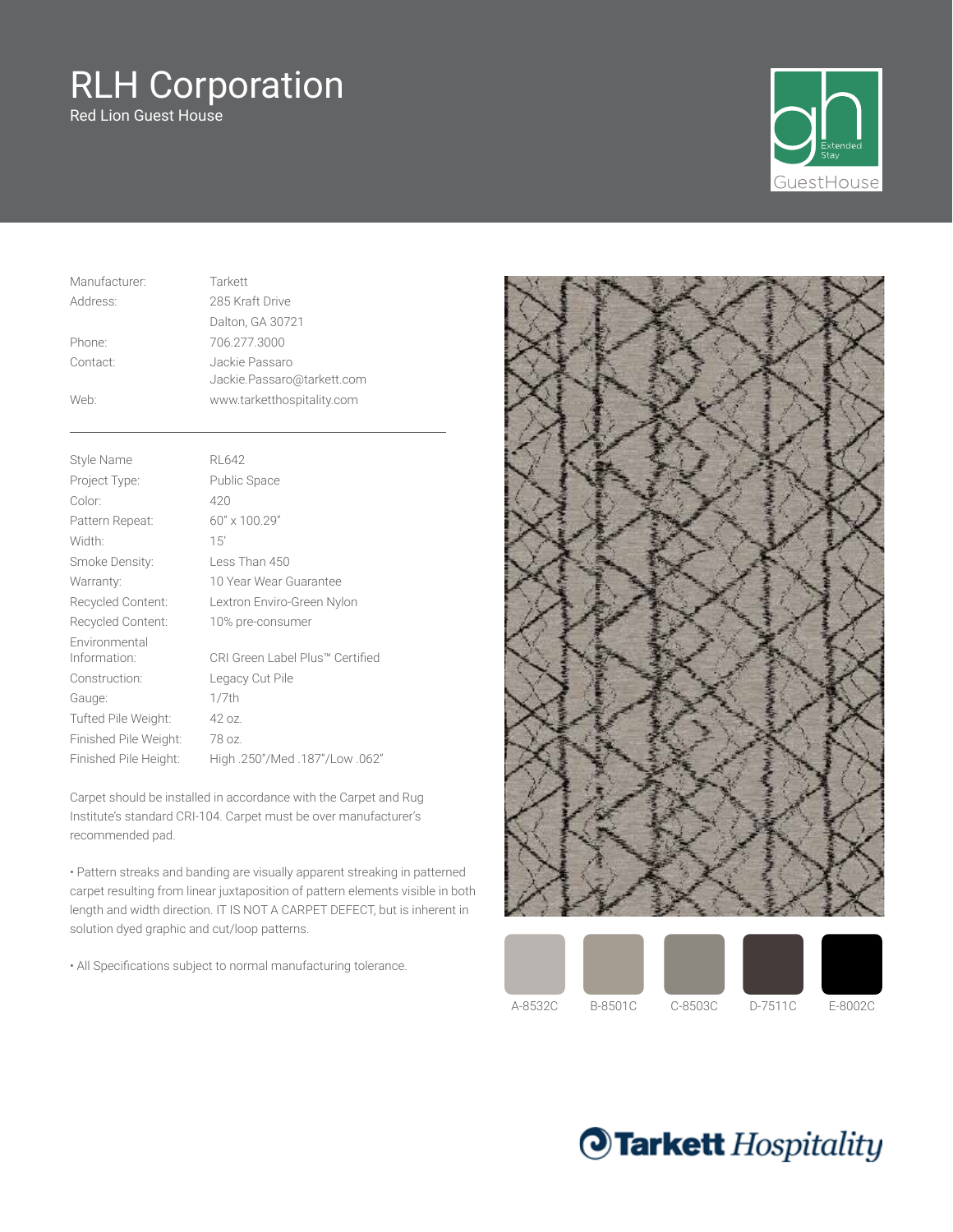# RLH Corporation

Red Lion Guest House

GuestHouse Extended Stay

| | |
|---|---|
| Manufacturer: | Tarkett |
| Address: | 285 Kraft Drive<br>Dalton, GA 30721 |
| Phone: | 706.277.3000 |
| Contact: | Jackie Passaro<br>Jackie.Passaro@tarkett.com |
| Web: | www.tarketthospitality.com |

| | |
|---|---|
| Style Name | RL642 |
| Project Type: | Public Space |
| Color: | 420 |
| Pattern Repeat: | 60" x 100.29" |
| Width: | 15' |
| Smoke Density: | Less Than 450 |
| Warranty: | 10 Year Wear Guarantee |
| Recycled Content: | Lextron Enviro-Green Nylon |
| Recycled Content: | 10% pre-consumer |
| Environmental Information: | CRI Green Label Plus™ Certified |
| Construction: | Legacy Cut Pile |
| Gauge: | 1/7th |
| Tufted Pile Weight: | 42 oz. |
| Finished Pile Weight: | 78 oz. |
| Finished Pile Height: | High .250"/Med .187"/Low .062" |

Carpet should be installed in accordance with the Carpet and Rug Institute's standard CRI-104. Carpet must be over manufacturer's recommended pad.

• Pattern streaks and banding are visually apparent streaking in patterned carpet resulting from linear juxtaposition of pattern elements visible in both length and width direction. IT IS NOT A CARPET DEFECT, but is inherent in solution dyed graphic and cut/loop patterns.

• All Specifications subject to normal manufacturing tolerance.

A-8532C B-8501C C-8503C D-7511C E-8002C

Tarkett Hospitality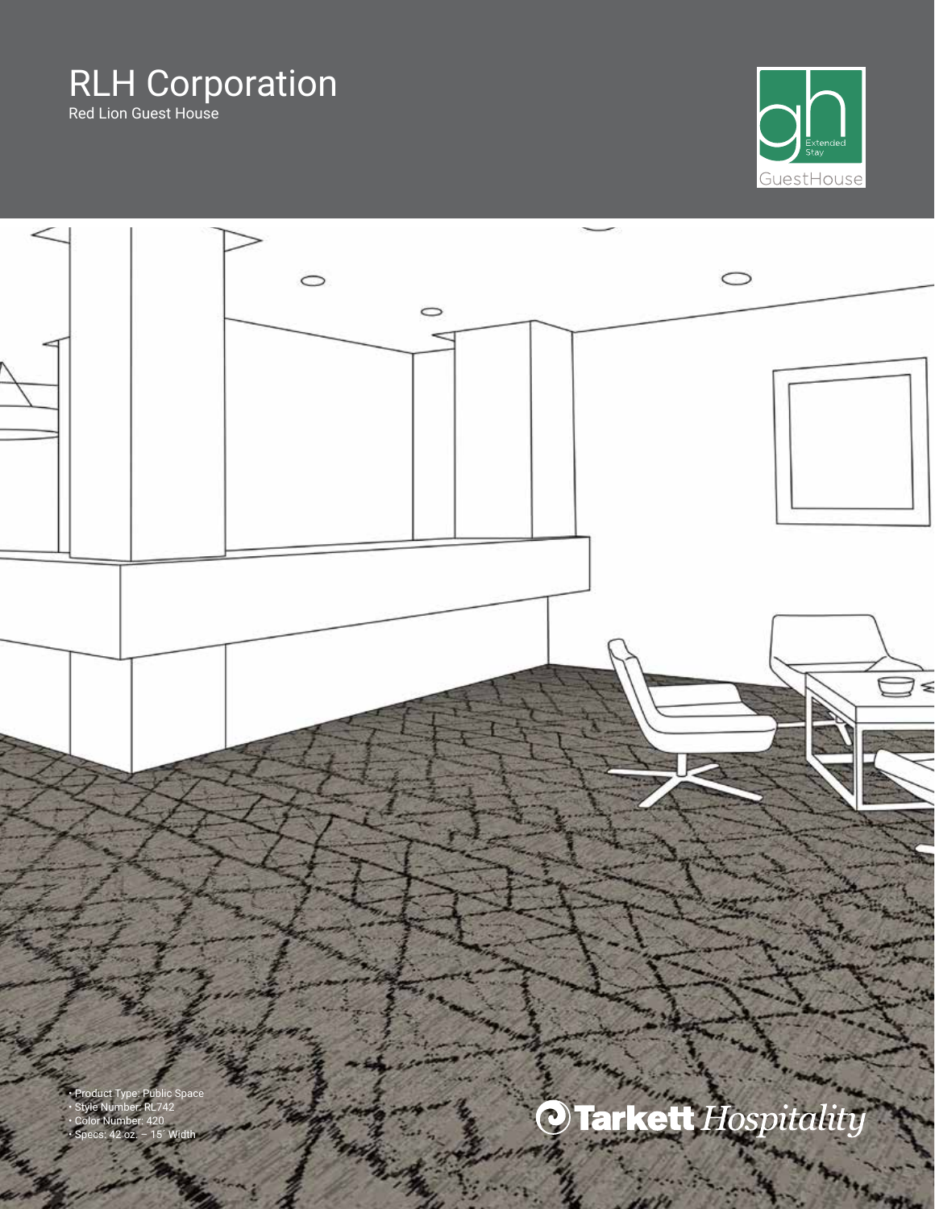# RLH Corporation

Red Lion Guest House

gh Extended Stay GuestHouse

- Product Type: Public Space
- Style Number: RL742
- Color Number: 420
- Specs: 42 oz. – 15´ Width

Tarkett *Hospitality*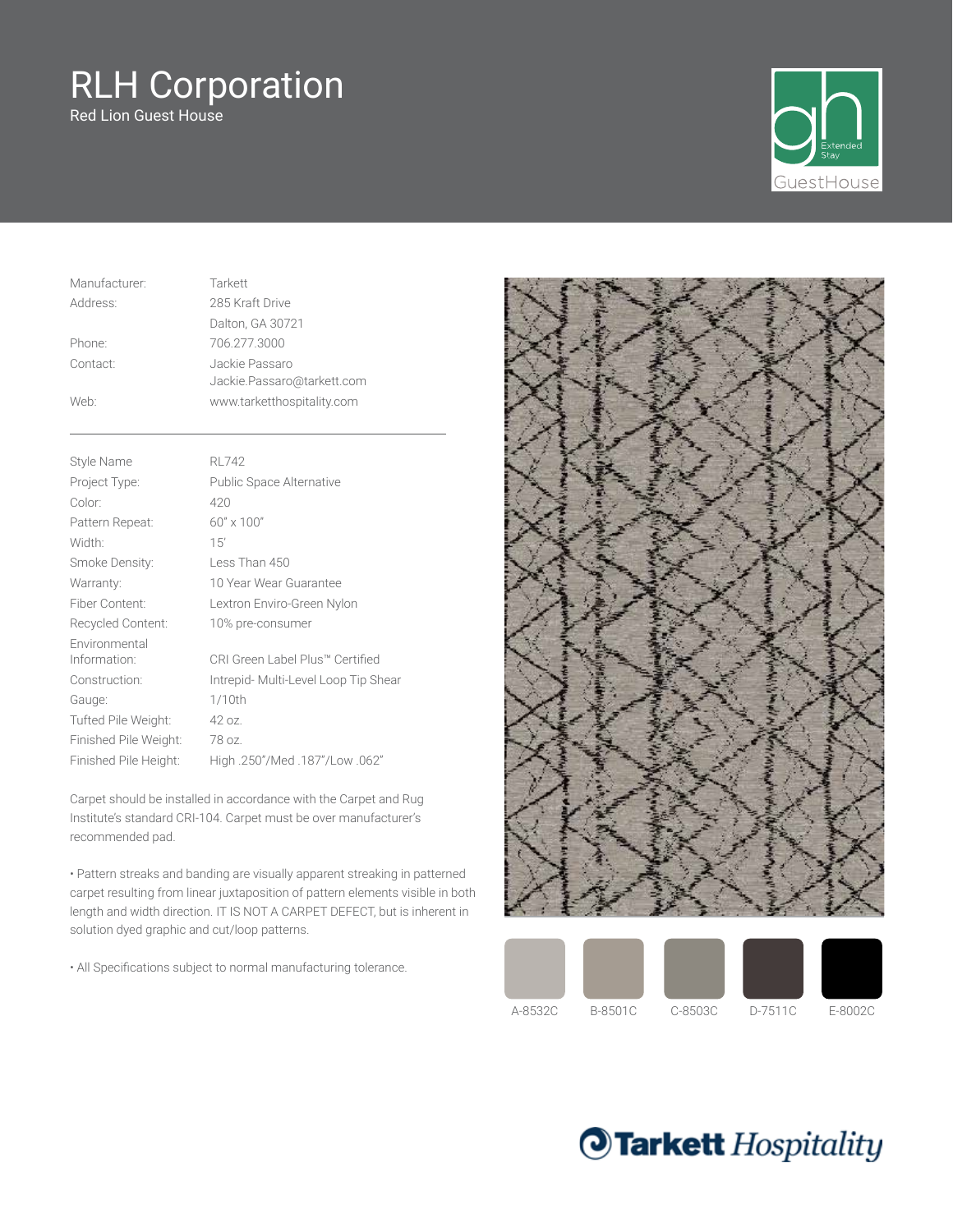# RLH Corporation

Red Lion Guest House

gh Extended Stay GuestHouse

| | |
|---|---|
| Manufacturer: | Tarkett |
| Address: | 285 Kraft Drive<br>Dalton, GA 30721 |
| Phone: | 706.277.3000 |
| Contact: | Jackie Passaro<br>Jackie.Passaro@tarkett.com |
| Web: | www.tarketthospitality.com |

| | |
|---|---|
| Style Name | RL742 |
| Project Type: | Public Space Alternative |
| Color: | 420 |
| Pattern Repeat: | 60" x 100" |
| Width: | 15' |
| Smoke Density: | Less Than 450 |
| Warranty: | 10 Year Wear Guarantee |
| Fiber Content: | Lextron Enviro-Green Nylon |
| Recycled Content: | 10% pre-consumer |
| Environmental Information: | CRI Green Label Plus™ Certified |
| Construction: | Intrepid- Multi-Level Loop Tip Shear |
| Gauge: | 1/10th |
| Tufted Pile Weight: | 42 oz. |
| Finished Pile Weight: | 78 oz. |
| Finished Pile Height: | High .250"/Med .187"/Low .062" |

Carpet should be installed in accordance with the Carpet and Rug Institute's standard CRI-104. Carpet must be over manufacturer's recommended pad.

• Pattern streaks and banding are visually apparent streaking in patterned carpet resulting from linear juxtaposition of pattern elements visible in both length and width direction. IT IS NOT A CARPET DEFECT, but is inherent in solution dyed graphic and cut/loop patterns.

• All Specifications subject to normal manufacturing tolerance.

A-8532C B-8501C C-8503C D-7511C E-8002C

Tarkett Hospitality